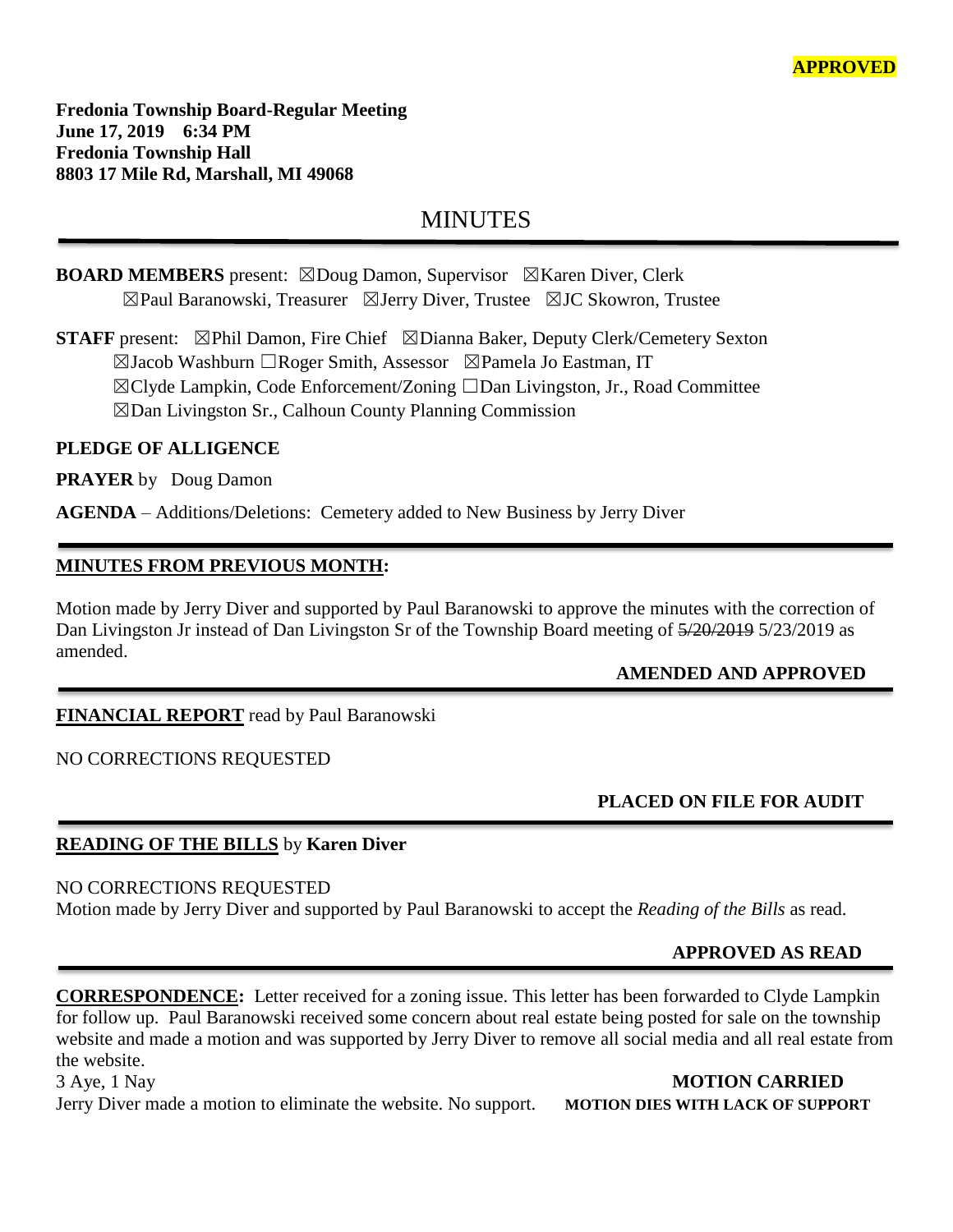**APPROVED**

**Fredonia Township Board-Regular Meeting**
**June 17, 2019 6:34 PM**
**Fredonia Township Hall**
**8803 17 Mile Rd, Marshall, MI 49068**

# MINUTES

**BOARD MEMBERS** present: ☒Doug Damon, Supervisor ☒Karen Diver, Clerk
☒Paul Baranowski, Treasurer ☒Jerry Diver, Trustee ☒JC Skowron, Trustee

**STAFF** present: ☒Phil Damon, Fire Chief ☒Dianna Baker, Deputy Clerk/Cemetery Sexton
☒Jacob Washburn ☐Roger Smith, Assessor ☒Pamela Jo Eastman, IT
☒Clyde Lampkin, Code Enforcement/Zoning ☐Dan Livingston, Jr., Road Committee
☒Dan Livingston Sr., Calhoun County Planning Commission

**PLEDGE OF ALLIGENCE**

**PRAYER** by Doug Damon

**AGENDA** – Additions/Deletions: Cemetery added to New Business by Jerry Diver

---

**MINUTES FROM PREVIOUS MONTH:**

Motion made by Jerry Diver and supported by Paul Baranowski to approve the minutes with the correction of Dan Livingston Jr instead of Dan Livingston Sr of the Township Board meeting of ~~5/20/2019~~ 5/23/2019 as amended.

**AMENDED AND APPROVED**

---

**FINANCIAL REPORT** read by Paul Baranowski

NO CORRECTIONS REQUESTED

**PLACED ON FILE FOR AUDIT**

---

**READING OF THE BILLS** by **Karen Diver**

NO CORRECTIONS REQUESTED
Motion made by Jerry Diver and supported by Paul Baranowski to accept the *Reading of the Bills* as read.

**APPROVED AS READ**

---

**CORRESPONDENCE:** Letter received for a zoning issue. This letter has been forwarded to Clyde Lampkin for follow up. Paul Baranowski received some concern about real estate being posted for sale on the township website and made a motion and was supported by Jerry Diver to remove all social media and all real estate from the website.
3 Aye, 1 Nay **MOTION CARRIED**
Jerry Diver made a motion to eliminate the website. No support. **MOTION DIES WITH LACK OF SUPPORT**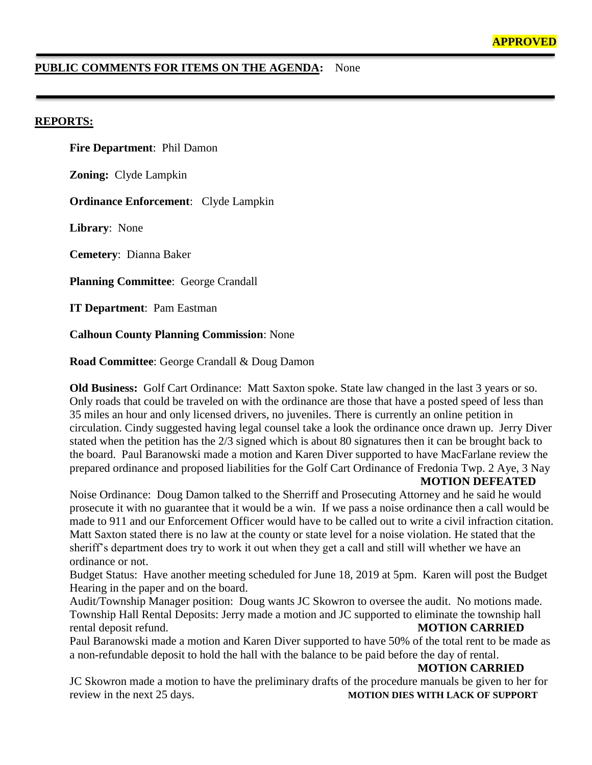**APPROVED**

---

**PUBLIC COMMENTS FOR ITEMS ON THE AGENDA:** None

---

**REPORTS:**

**Fire Department**: Phil Damon

**Zoning:** Clyde Lampkin

**Ordinance Enforcement**: Clyde Lampkin

**Library**: None

**Cemetery**: Dianna Baker

**Planning Committee**: George Crandall

**IT Department**: Pam Eastman

**Calhoun County Planning Commission**: None

**Road Committee**: George Crandall & Doug Damon

**Old Business:** Golf Cart Ordinance: Matt Saxton spoke. State law changed in the last 3 years or so. Only roads that could be traveled on with the ordinance are those that have a posted speed of less than 35 miles an hour and only licensed drivers, no juveniles. There is currently an online petition in circulation. Cindy suggested having legal counsel take a look the ordinance once drawn up. Jerry Diver stated when the petition has the 2/3 signed which is about 80 signatures then it can be brought back to the board. Paul Baranowski made a motion and Karen Diver supported to have MacFarlane review the prepared ordinance and proposed liabilities for the Golf Cart Ordinance of Fredonia Twp. 2 Aye, 3 Nay **MOTION DEFEATED**

Noise Ordinance: Doug Damon talked to the Sherriff and Prosecuting Attorney and he said he would prosecute it with no guarantee that it would be a win. If we pass a noise ordinance then a call would be made to 911 and our Enforcement Officer would have to be called out to write a civil infraction citation. Matt Saxton stated there is no law at the county or state level for a noise violation. He stated that the sheriff's department does try to work it out when they get a call and still will whether we have an ordinance or not.

Budget Status: Have another meeting scheduled for June 18, 2019 at 5pm. Karen will post the Budget Hearing in the paper and on the board.

Audit/Township Manager position: Doug wants JC Skowron to oversee the audit. No motions made.

Township Hall Rental Deposits: Jerry made a motion and JC supported to eliminate the township hall rental deposit refund. **MOTION CARRIED**

Paul Baranowski made a motion and Karen Diver supported to have 50% of the total rent to be made as a non-refundable deposit to hold the hall with the balance to be paid before the day of rental. **MOTION CARRIED**

JC Skowron made a motion to have the preliminary drafts of the procedure manuals be given to her for review in the next 25 days. **MOTION DIES WITH LACK OF SUPPORT**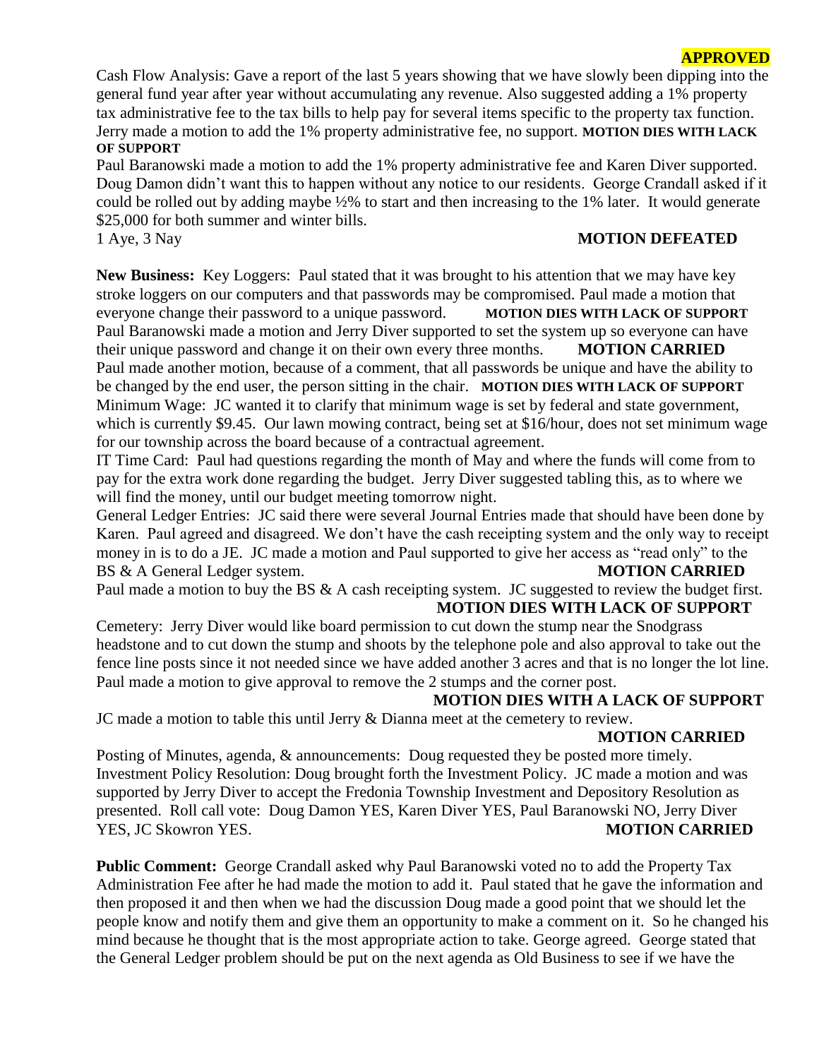**APPROVED**

Cash Flow Analysis: Gave a report of the last 5 years showing that we have slowly been dipping into the general fund year after year without accumulating any revenue. Also suggested adding a 1% property tax administrative fee to the tax bills to help pay for several items specific to the property tax function. Jerry made a motion to add the 1% property administrative fee, no support. **MOTION DIES WITH LACK OF SUPPORT**

Paul Baranowski made a motion to add the 1% property administrative fee and Karen Diver supported. Doug Damon didn't want this to happen without any notice to our residents. George Crandall asked if it could be rolled out by adding maybe ½% to start and then increasing to the 1% later. It would generate $25,000 for both summer and winter bills.

1 Aye, 3 Nay **MOTION DEFEATED**

**New Business:** Key Loggers: Paul stated that it was brought to his attention that we may have key stroke loggers on our computers and that passwords may be compromised. Paul made a motion that everyone change their password to a unique password. **MOTION DIES WITH LACK OF SUPPORT**

Paul Baranowski made a motion and Jerry Diver supported to set the system up so everyone can have their unique password and change it on their own every three months. **MOTION CARRIED**

Paul made another motion, because of a comment, that all passwords be unique and have the ability to be changed by the end user, the person sitting in the chair. **MOTION DIES WITH LACK OF SUPPORT**

Minimum Wage: JC wanted it to clarify that minimum wage is set by federal and state government, which is currently $9.45. Our lawn mowing contract, being set at $16/hour, does not set minimum wage for our township across the board because of a contractual agreement.

IT Time Card: Paul had questions regarding the month of May and where the funds will come from to pay for the extra work done regarding the budget. Jerry Diver suggested tabling this, as to where we will find the money, until our budget meeting tomorrow night.

General Ledger Entries: JC said there were several Journal Entries made that should have been done by Karen. Paul agreed and disagreed. We don't have the cash receipting system and the only way to receipt money in is to do a JE. JC made a motion and Paul supported to give her access as "read only" to the BS & A General Ledger system. **MOTION CARRIED**

Paul made a motion to buy the BS & A cash receipting system. JC suggested to review the budget first. **MOTION DIES WITH LACK OF SUPPORT**

Cemetery: Jerry Diver would like board permission to cut down the stump near the Snodgrass headstone and to cut down the stump and shoots by the telephone pole and also approval to take out the fence line posts since it not needed since we have added another 3 acres and that is no longer the lot line. Paul made a motion to give approval to remove the 2 stumps and the corner post. **MOTION DIES WITH A LACK OF SUPPORT**

JC made a motion to table this until Jerry & Dianna meet at the cemetery to review. **MOTION CARRIED**

Posting of Minutes, agenda, & announcements: Doug requested they be posted more timely.

Investment Policy Resolution: Doug brought forth the Investment Policy. JC made a motion and was supported by Jerry Diver to accept the Fredonia Township Investment and Depository Resolution as presented. Roll call vote: Doug Damon YES, Karen Diver YES, Paul Baranowski NO, Jerry Diver YES, JC Skowron YES. **MOTION CARRIED**

**Public Comment:** George Crandall asked why Paul Baranowski voted no to add the Property Tax Administration Fee after he had made the motion to add it. Paul stated that he gave the information and then proposed it and then when we had the discussion Doug made a good point that we should let the people know and notify them and give them an opportunity to make a comment on it. So he changed his mind because he thought that is the most appropriate action to take. George agreed. George stated that the General Ledger problem should be put on the next agenda as Old Business to see if we have the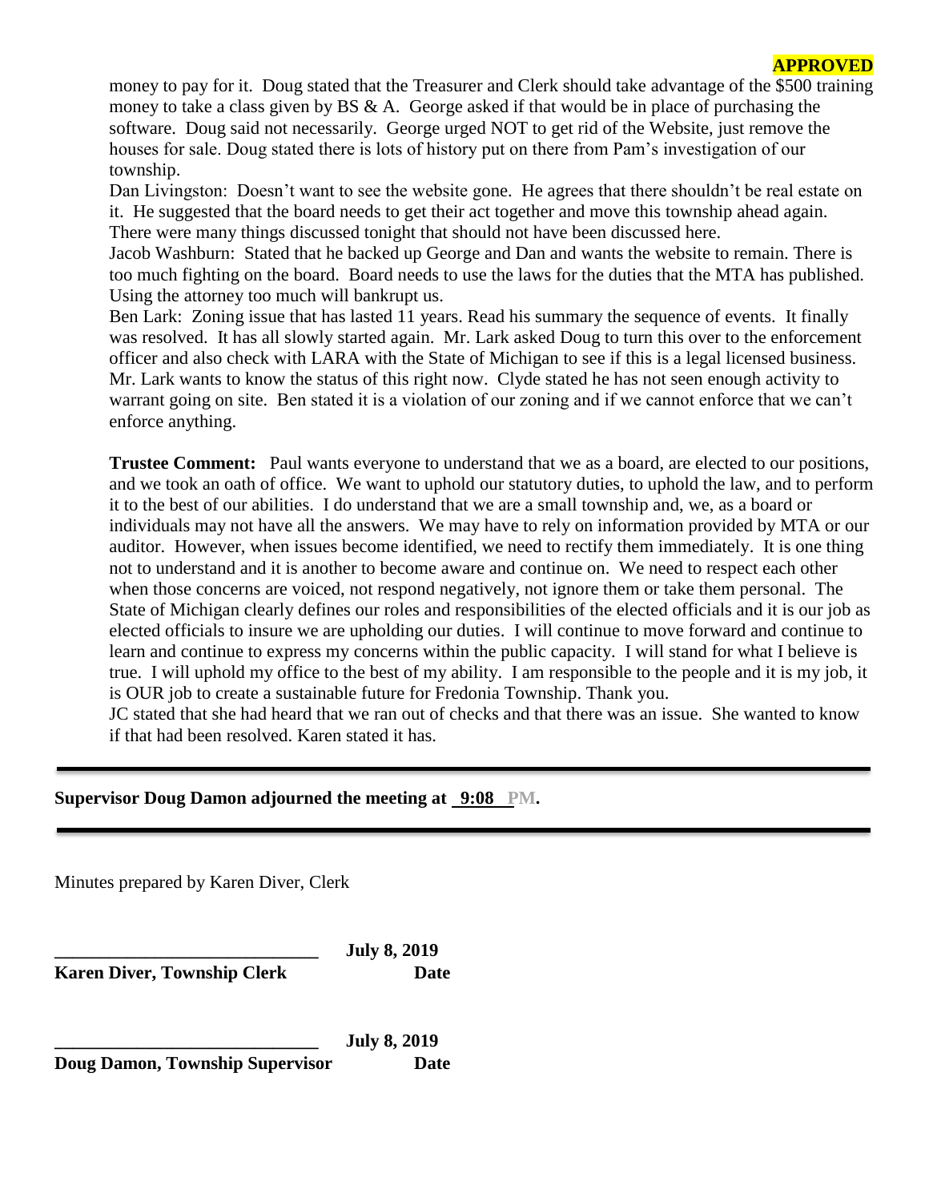**APPROVED**

money to pay for it. Doug stated that the Treasurer and Clerk should take advantage of the $500 training money to take a class given by BS & A. George asked if that would be in place of purchasing the software. Doug said not necessarily. George urged NOT to get rid of the Website, just remove the houses for sale. Doug stated there is lots of history put on there from Pam's investigation of our township.

Dan Livingston: Doesn't want to see the website gone. He agrees that there shouldn't be real estate on it. He suggested that the board needs to get their act together and move this township ahead again. There were many things discussed tonight that should not have been discussed here.

Jacob Washburn: Stated that he backed up George and Dan and wants the website to remain. There is too much fighting on the board. Board needs to use the laws for the duties that the MTA has published. Using the attorney too much will bankrupt us.

Ben Lark: Zoning issue that has lasted 11 years. Read his summary the sequence of events. It finally was resolved. It has all slowly started again. Mr. Lark asked Doug to turn this over to the enforcement officer and also check with LARA with the State of Michigan to see if this is a legal licensed business. Mr. Lark wants to know the status of this right now. Clyde stated he has not seen enough activity to warrant going on site. Ben stated it is a violation of our zoning and if we cannot enforce that we can't enforce anything.

**Trustee Comment:** Paul wants everyone to understand that we as a board, are elected to our positions, and we took an oath of office. We want to uphold our statutory duties, to uphold the law, and to perform it to the best of our abilities. I do understand that we are a small township and, we, as a board or individuals may not have all the answers. We may have to rely on information provided by MTA or our auditor. However, when issues become identified, we need to rectify them immediately. It is one thing not to understand and it is another to become aware and continue on. We need to respect each other when those concerns are voiced, not respond negatively, not ignore them or take them personal. The State of Michigan clearly defines our roles and responsibilities of the elected officials and it is our job as elected officials to insure we are upholding our duties. I will continue to move forward and continue to learn and continue to express my concerns within the public capacity. I will stand for what I believe is true. I will uphold my office to the best of my ability. I am responsible to the people and it is my job, it is OUR job to create a sustainable future for Fredonia Township. Thank you.

JC stated that she had heard that we ran out of checks and that there was an issue. She wanted to know if that had been resolved. Karen stated it has.

---

**Supervisor Doug Damon adjourned the meeting at 9:08 PM.**

---

Minutes prepared by Karen Diver, Clerk

_____________________________ **July 8, 2019**
**Karen Diver, Township Clerk** **Date**

_____________________________ **July 8, 2019**
**Doug Damon, Township Supervisor** **Date**